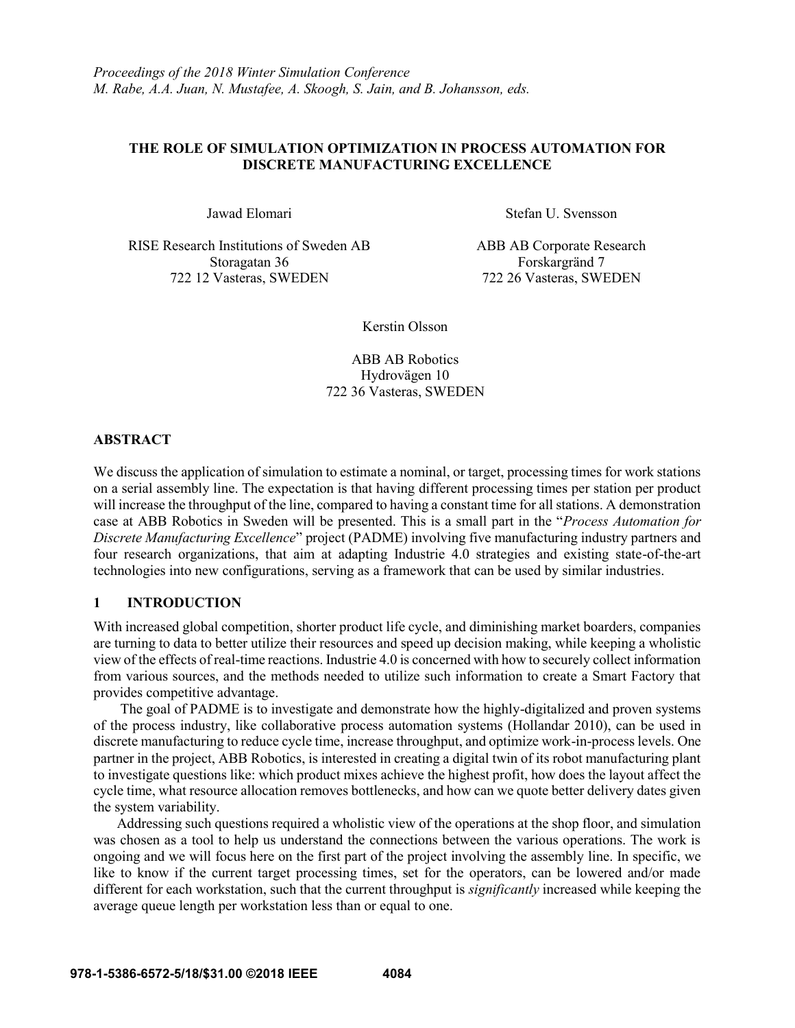*Proceedings of the 2018 Winter Simulation Conference*
*M. Rabe, A.A. Juan, N. Mustafee, A. Skoogh, S. Jain, and B. Johansson, eds.*

# THE ROLE OF SIMULATION OPTIMIZATION IN PROCESS AUTOMATION FOR DISCRETE MANUFACTURING EXCELLENCE

Jawad Elomari

RISE Research Institutions of Sweden AB
Storagatan 36
722 12 Vasteras, SWEDEN

Stefan U. Svensson

ABB AB Corporate Research
Forskargränd 7
722 26 Vasteras, SWEDEN

Kerstin Olsson

ABB AB Robotics
Hydrovägen 10
722 36 Vasteras, SWEDEN

## ABSTRACT

We discuss the application of simulation to estimate a nominal, or target, processing times for work stations on a serial assembly line. The expectation is that having different processing times per station per product will increase the throughput of the line, compared to having a constant time for all stations. A demonstration case at ABB Robotics in Sweden will be presented. This is a small part in the "*Process Automation for Discrete Manufacturing Excellence*" project (PADME) involving five manufacturing industry partners and four research organizations, that aim at adapting Industrie 4.0 strategies and existing state-of-the-art technologies into new configurations, serving as a framework that can be used by similar industries.

## 1 INTRODUCTION

With increased global competition, shorter product life cycle, and diminishing market boarders, companies are turning to data to better utilize their resources and speed up decision making, while keeping a wholistic view of the effects of real-time reactions. Industrie 4.0 is concerned with how to securely collect information from various sources, and the methods needed to utilize such information to create a Smart Factory that provides competitive advantage.

The goal of PADME is to investigate and demonstrate how the highly-digitalized and proven systems of the process industry, like collaborative process automation systems (Hollandar 2010), can be used in discrete manufacturing to reduce cycle time, increase throughput, and optimize work-in-process levels. One partner in the project, ABB Robotics, is interested in creating a digital twin of its robot manufacturing plant to investigate questions like: which product mixes achieve the highest profit, how does the layout affect the cycle time, what resource allocation removes bottlenecks, and how can we quote better delivery dates given the system variability.

Addressing such questions required a wholistic view of the operations at the shop floor, and simulation was chosen as a tool to help us understand the connections between the various operations. The work is ongoing and we will focus here on the first part of the project involving the assembly line. In specific, we like to know if the current target processing times, set for the operators, can be lowered and/or made different for each workstation, such that the current throughput is *significantly* increased while keeping the average queue length per workstation less than or equal to one.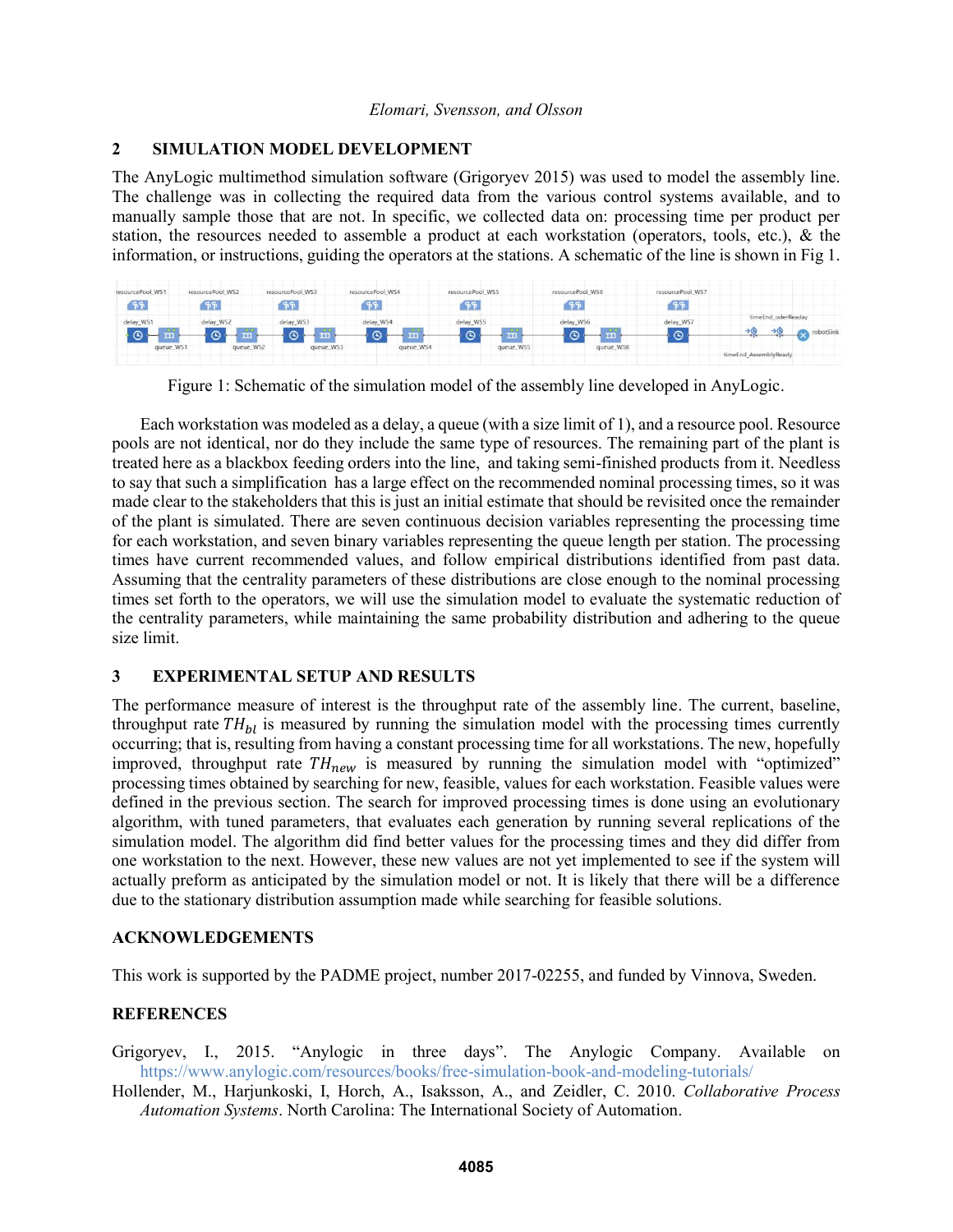## 2 SIMULATION MODEL DEVELOPMENT

The AnyLogic multimethod simulation software (Grigoryev 2015) was used to model the assembly line. The challenge was in collecting the required data from the various control systems available, and to manually sample those that are not. In specific, we collected data on: processing time per product per station, the resources needed to assemble a product at each workstation (operators, tools, etc.), & the information, or instructions, guiding the operators at the stations. A schematic of the line is shown in Fig 1.

resourcePool_WS1 resourcePool_WS2 resourcePool_WS3 resourcePool_WS4 resourcePool_WS5 resourcePool_WS6 resourcePool_WS7

delay_WS1 delay_WS2 delay_WS3 delay_WS4 delay_WS5 delay_WS6 delay_WS7

queue_WS1 queue_WS2 queue_WS3 queue_WS4 queue_WS5 queue_WS6

timeEnd_oderReaday robotSink timeEnd_AssemblyReady

Figure 1: Schematic of the simulation model of the assembly line developed in AnyLogic.

Each workstation was modeled as a delay, a queue (with a size limit of 1), and a resource pool. Resource pools are not identical, nor do they include the same type of resources. The remaining part of the plant is treated here as a blackbox feeding orders into the line, and taking semi-finished products from it. Needless to say that such a simplification has a large effect on the recommended nominal processing times, so it was made clear to the stakeholders that this is just an initial estimate that should be revisited once the remainder of the plant is simulated. There are seven continuous decision variables representing the processing time for each workstation, and seven binary variables representing the queue length per station. The processing times have current recommended values, and follow empirical distributions identified from past data. Assuming that the centrality parameters of these distributions are close enough to the nominal processing times set forth to the operators, we will use the simulation model to evaluate the systematic reduction of the centrality parameters, while maintaining the same probability distribution and adhering to the queue size limit.

## 3 EXPERIMENTAL SETUP AND RESULTS

The performance measure of interest is the throughput rate of the assembly line. The current, baseline, throughput rate $TH_{bl}$ is measured by running the simulation model with the processing times currently occurring; that is, resulting from having a constant processing time for all workstations. The new, hopefully improved, throughput rate $TH_{new}$ is measured by running the simulation model with "optimized" processing times obtained by searching for new, feasible, values for each workstation. Feasible values were defined in the previous section. The search for improved processing times is done using an evolutionary algorithm, with tuned parameters, that evaluates each generation by running several replications of the simulation model. The algorithm did find better values for the processing times and they did differ from one workstation to the next. However, these new values are not yet implemented to see if the system will actually preform as anticipated by the simulation model or not. It is likely that there will be a difference due to the stationary distribution assumption made while searching for feasible solutions.

## ACKNOWLEDGEMENTS

This work is supported by the PADME project, number 2017-02255, and funded by Vinnova, Sweden.

## REFERENCES

Grigoryev, I., 2015. "Anylogic in three days". The Anylogic Company. Available on https://www.anylogic.com/resources/books/free-simulation-book-and-modeling-tutorials/

Hollender, M., Harjunkoski, I, Horch, A., Isaksson, A., and Zeidler, C. 2010. *Collaborative Process Automation Systems*. North Carolina: The International Society of Automation.